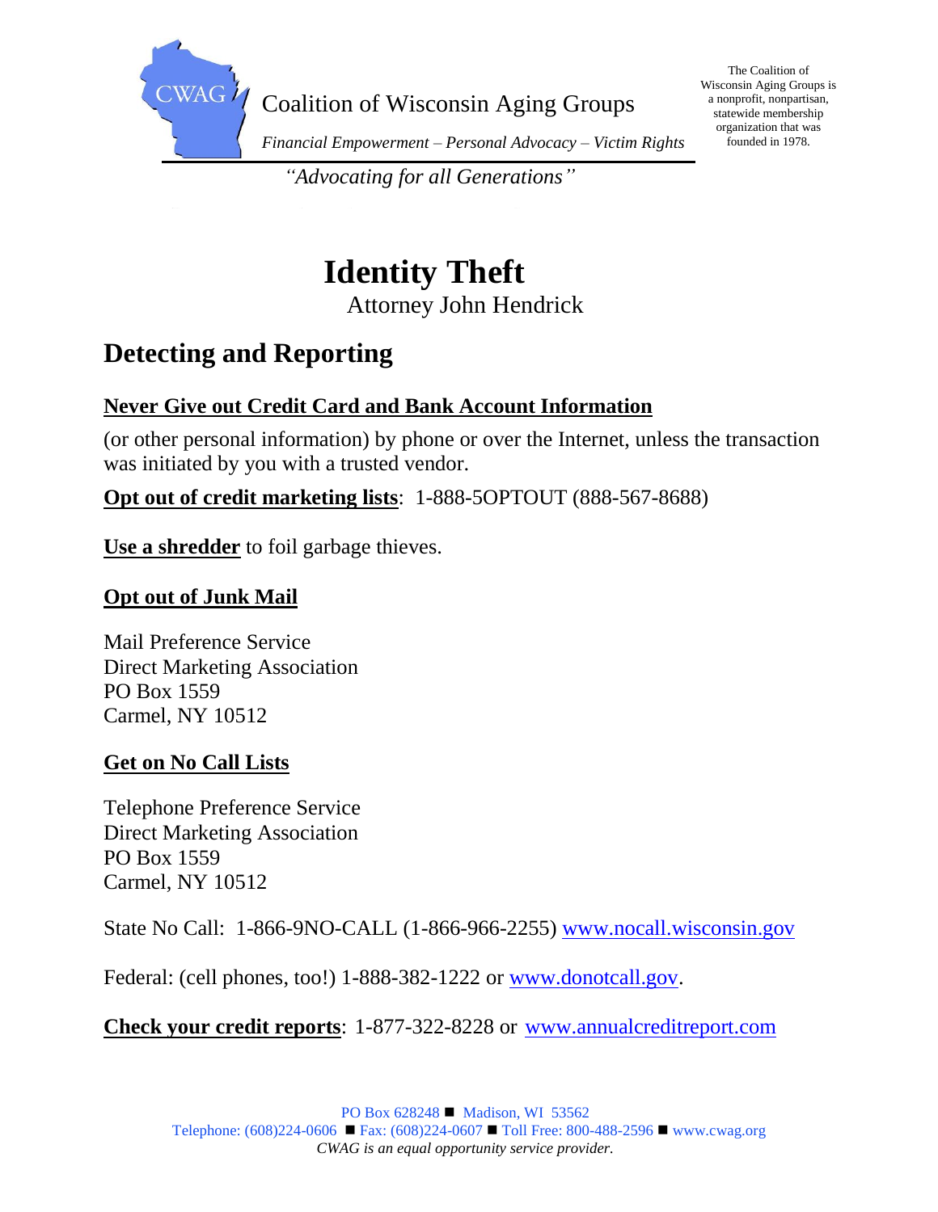Coalition of Wisconsin Aging Groups

*Financial Empowerment – Personal Advocacy – Victim Rights*

The Coalition of Wisconsin Aging Groups is a nonprofit, nonpartisan, statewide membership organization that was founded in 1978.

*"Advocating for all Generations"*

# Identity Theft

Attorney John Hendrick

## Detecting and Reporting

**Never Give out Credit Card and Bank Account Information**

(or other personal information) by phone or over the Internet, unless the transaction was initiated by you with a trusted vendor.

**Opt out of credit marketing lists**: 1-888-5OPTOUT (888-567-8688)

**Use a shredder** to foil garbage thieves.

**Opt out of Junk Mail**

Mail Preference Service
Direct Marketing Association
PO Box 1559
Carmel, NY 10512

**Get on No Call Lists**

Telephone Preference Service
Direct Marketing Association
PO Box 1559
Carmel, NY 10512

State No Call: 1-866-9NO-CALL (1-866-966-2255) www.nocall.wisconsin.gov

Federal: (cell phones, too!) 1-888-382-1222 or www.donotcall.gov.

**Check your credit reports**: 1-877-322-8228 or www.annualcreditreport.com

PO Box 628248 ■ Madison, WI 53562
Telephone: (608)224-0606 ■ Fax: (608)224-0607 ■ Toll Free: 800-488-2596 ■ www.cwag.org
*CWAG is an equal opportunity service provider.*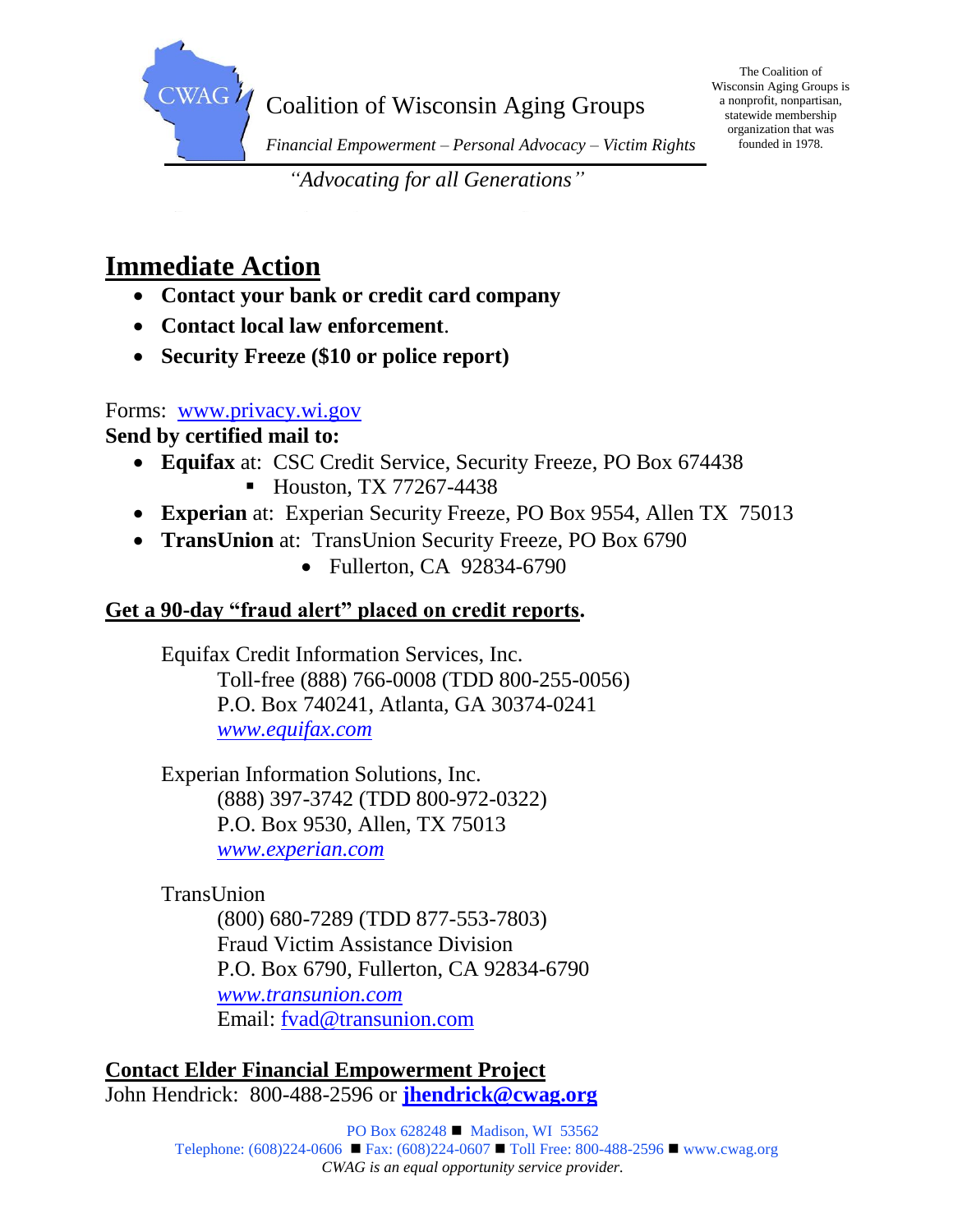Coalition of Wisconsin Aging Groups

*Financial Empowerment – Personal Advocacy – Victim Rights*

The Coalition of Wisconsin Aging Groups is a nonprofit, nonpartisan, statewide membership organization that was founded in 1978.

*"Advocating for all Generations"*

## Immediate Action

- **Contact your bank or credit card company**
- **Contact local law enforcement**.
- **Security Freeze ($10 or police report)**

Forms: www.privacy.wi.gov

**Send by certified mail to:**

- **Equifax** at: CSC Credit Service, Security Freeze, PO Box 674438
    - Houston, TX 77267-4438
- **Experian** at: Experian Security Freeze, PO Box 9554, Allen TX 75013
- **TransUnion** at: TransUnion Security Freeze, PO Box 6790
    - Fullerton, CA 92834-6790

**Get a 90-day "fraud alert" placed on credit reports.**

Equifax Credit Information Services, Inc.
Toll-free (888) 766-0008 (TDD 800-255-0056)
P.O. Box 740241, Atlanta, GA 30374-0241
*www.equifax.com*

Experian Information Solutions, Inc.
(888) 397-3742 (TDD 800-972-0322)
P.O. Box 9530, Allen, TX 75013
*www.experian.com*

TransUnion
(800) 680-7289 (TDD 877-553-7803)
Fraud Victim Assistance Division
P.O. Box 6790, Fullerton, CA 92834-6790
*www.transunion.com*
Email: fvad@transunion.com

**Contact Elder Financial Empowerment Project**

John Hendrick: 800-488-2596 or **jhendrick@cwag.org**

PO Box 628248 ■ Madison, WI 53562
Telephone: (608)224-0606 ■ Fax: (608)224-0607 ■ Toll Free: 800-488-2596 ■ www.cwag.org
*CWAG is an equal opportunity service provider.*